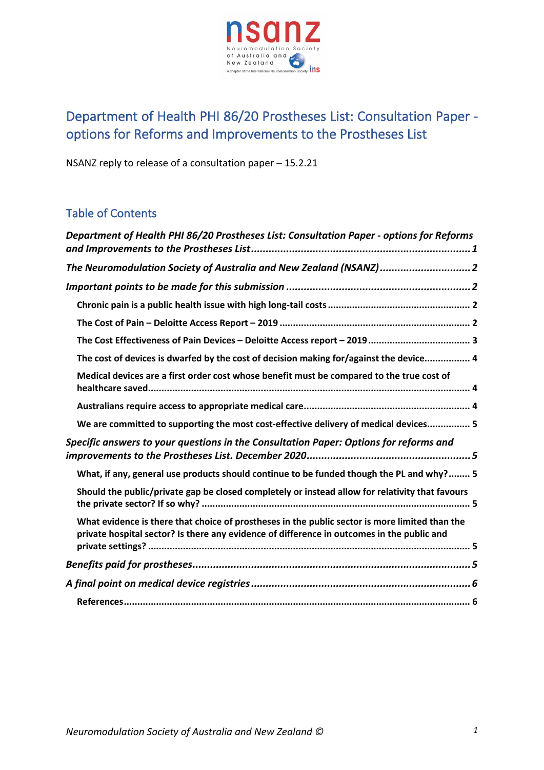# Department of Health PHI 86/20 Prostheses List: Consultation Paper - options for Reforms and Improvements to the Prostheses List

NSANZ reply to release of a consultation paper – 15.2.21

## Table of Contents

*Department of Health PHI 86/20 Prostheses List: Consultation Paper - options for Reforms and Improvements to the Prostheses List* ..... 1

*The Neuromodulation Society of Australia and New Zealand (NSANZ)* ..... 2

*Important points to be made for this submission* ..... 2

- **Chronic pain is a public health issue with high long-tail costs** ..... 2
- **The Cost of Pain – Deloitte Access Report – 2019** ..... 2
- **The Cost Effectiveness of Pain Devices – Deloitte Access report – 2019** ..... 3
- **The cost of devices is dwarfed by the cost of decision making for/against the device** ..... 4
- **Medical devices are a first order cost whose benefit must be compared to the true cost of healthcare saved** ..... 4
- **Australians require access to appropriate medical care** ..... 4
- **We are committed to supporting the most cost-effective delivery of medical devices** ..... 5

*Specific answers to your questions in the Consultation Paper: Options for reforms and improvements to the Prostheses List. December 2020* ..... 5

- **What, if any, general use products should continue to be funded though the PL and why?** ..... 5
- **Should the public/private gap be closed completely or instead allow for relativity that favours the private sector? If so why?** ..... 5
- **What evidence is there that choice of prostheses in the public sector is more limited than the private hospital sector? Is there any evidence of difference in outcomes in the public and private settings?** ..... 5

*Benefits paid for prostheses* ..... 5

*A final point on medical device registries* ..... 6

- **References** ..... 6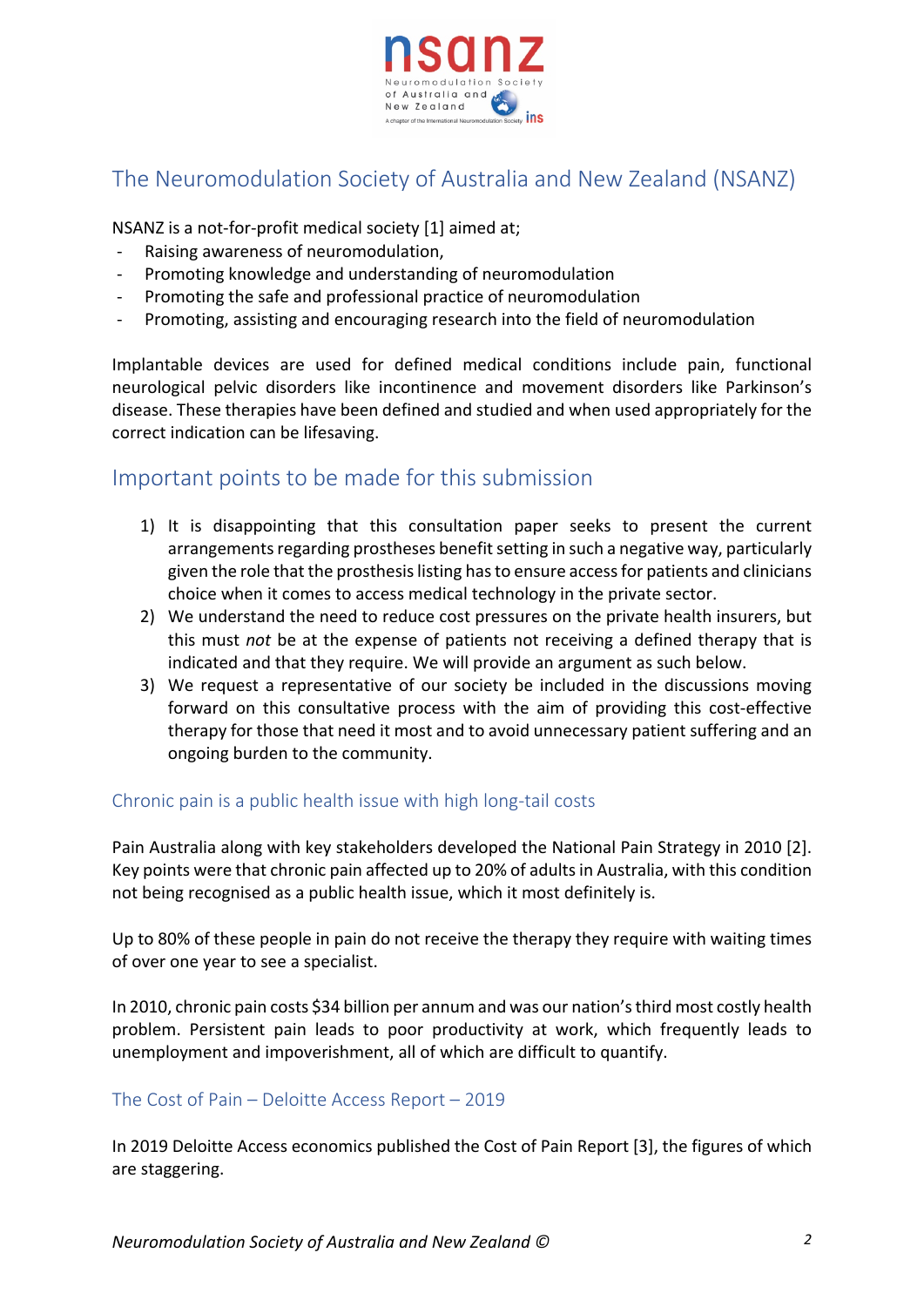## The Neuromodulation Society of Australia and New Zealand (NSANZ)

NSANZ is a not-for-profit medical society [1] aimed at;

- Raising awareness of neuromodulation,
- Promoting knowledge and understanding of neuromodulation
- Promoting the safe and professional practice of neuromodulation
- Promoting, assisting and encouraging research into the field of neuromodulation

Implantable devices are used for defined medical conditions include pain, functional neurological pelvic disorders like incontinence and movement disorders like Parkinson's disease. These therapies have been defined and studied and when used appropriately for the correct indication can be lifesaving.

## Important points to be made for this submission

1) It is disappointing that this consultation paper seeks to present the current arrangements regarding prostheses benefit setting in such a negative way, particularly given the role that the prosthesis listing has to ensure access for patients and clinicians choice when it comes to access medical technology in the private sector.
2) We understand the need to reduce cost pressures on the private health insurers, but this must *not* be at the expense of patients not receiving a defined therapy that is indicated and that they require. We will provide an argument as such below.
3) We request a representative of our society be included in the discussions moving forward on this consultative process with the aim of providing this cost-effective therapy for those that need it most and to avoid unnecessary patient suffering and an ongoing burden to the community.

### Chronic pain is a public health issue with high long-tail costs

Pain Australia along with key stakeholders developed the National Pain Strategy in 2010 [2]. Key points were that chronic pain affected up to 20% of adults in Australia, with this condition not being recognised as a public health issue, which it most definitely is.

Up to 80% of these people in pain do not receive the therapy they require with waiting times of over one year to see a specialist.

In 2010, chronic pain costs $34 billion per annum and was our nation's third most costly health problem. Persistent pain leads to poor productivity at work, which frequently leads to unemployment and impoverishment, all of which are difficult to quantify.

### The Cost of Pain – Deloitte Access Report – 2019

In 2019 Deloitte Access economics published the Cost of Pain Report [3], the figures of which are staggering.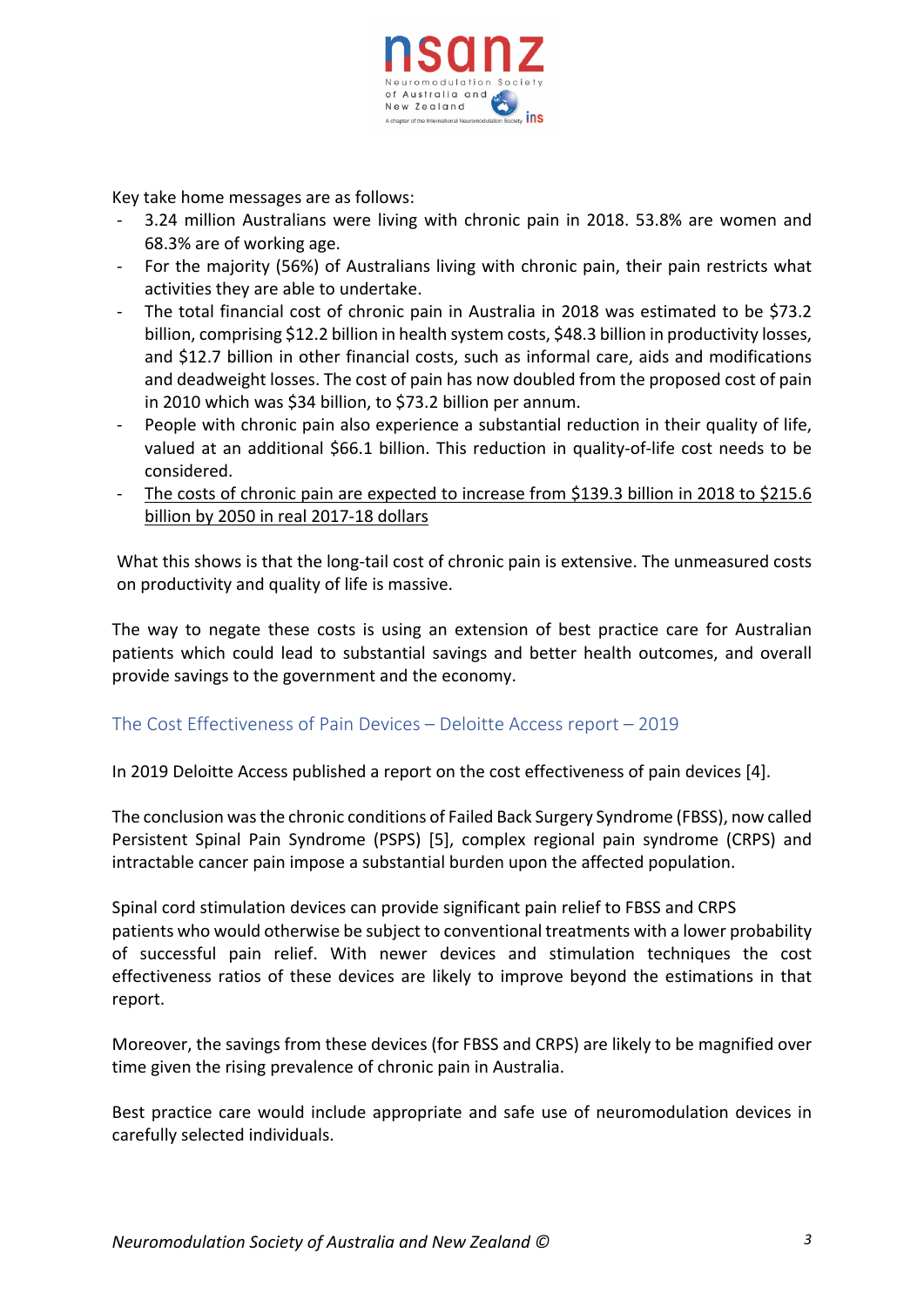Key take home messages are as follows:

- 3.24 million Australians were living with chronic pain in 2018. 53.8% are women and 68.3% are of working age.
- For the majority (56%) of Australians living with chronic pain, their pain restricts what activities they are able to undertake.
- The total financial cost of chronic pain in Australia in 2018 was estimated to be $73.2 billion, comprising $12.2 billion in health system costs, $48.3 billion in productivity losses, and $12.7 billion in other financial costs, such as informal care, aids and modifications and deadweight losses. The cost of pain has now doubled from the proposed cost of pain in 2010 which was $34 billion, to $73.2 billion per annum.
- People with chronic pain also experience a substantial reduction in their quality of life, valued at an additional $66.1 billion. This reduction in quality-of-life cost needs to be considered.
- <u>The costs of chronic pain are expected to increase from $139.3 billion in 2018 to $215.6 billion by 2050 in real 2017-18 dollars</u>

What this shows is that the long-tail cost of chronic pain is extensive. The unmeasured costs on productivity and quality of life is massive.

The way to negate these costs is using an extension of best practice care for Australian patients which could lead to substantial savings and better health outcomes, and overall provide savings to the government and the economy.

## The Cost Effectiveness of Pain Devices – Deloitte Access report – 2019

In 2019 Deloitte Access published a report on the cost effectiveness of pain devices [4].

The conclusion was the chronic conditions of Failed Back Surgery Syndrome (FBSS), now called Persistent Spinal Pain Syndrome (PSPS) [5], complex regional pain syndrome (CRPS) and intractable cancer pain impose a substantial burden upon the affected population.

Spinal cord stimulation devices can provide significant pain relief to FBSS and CRPS patients who would otherwise be subject to conventional treatments with a lower probability of successful pain relief. With newer devices and stimulation techniques the cost effectiveness ratios of these devices are likely to improve beyond the estimations in that report.

Moreover, the savings from these devices (for FBSS and CRPS) are likely to be magnified over time given the rising prevalence of chronic pain in Australia.

Best practice care would include appropriate and safe use of neuromodulation devices in carefully selected individuals.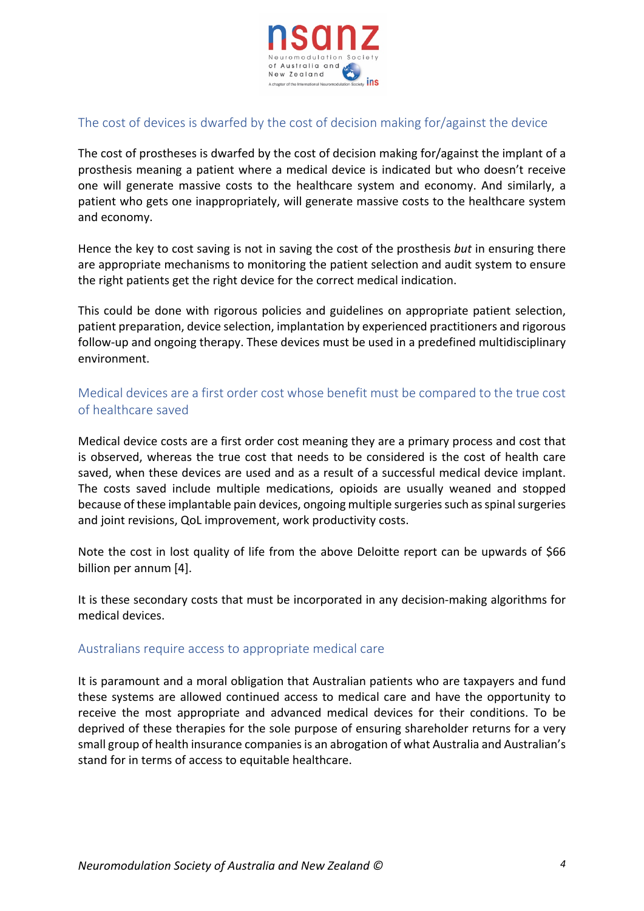## The cost of devices is dwarfed by the cost of decision making for/against the device

The cost of prostheses is dwarfed by the cost of decision making for/against the implant of a prosthesis meaning a patient where a medical device is indicated but who doesn't receive one will generate massive costs to the healthcare system and economy. And similarly, a patient who gets one inappropriately, will generate massive costs to the healthcare system and economy.

Hence the key to cost saving is not in saving the cost of the prosthesis *but* in ensuring there are appropriate mechanisms to monitoring the patient selection and audit system to ensure the right patients get the right device for the correct medical indication.

This could be done with rigorous policies and guidelines on appropriate patient selection, patient preparation, device selection, implantation by experienced practitioners and rigorous follow-up and ongoing therapy. These devices must be used in a predefined multidisciplinary environment.

## Medical devices are a first order cost whose benefit must be compared to the true cost of healthcare saved

Medical device costs are a first order cost meaning they are a primary process and cost that is observed, whereas the true cost that needs to be considered is the cost of health care saved, when these devices are used and as a result of a successful medical device implant. The costs saved include multiple medications, opioids are usually weaned and stopped because of these implantable pain devices, ongoing multiple surgeries such as spinal surgeries and joint revisions, QoL improvement, work productivity costs.

Note the cost in lost quality of life from the above Deloitte report can be upwards of $66 billion per annum [4].

It is these secondary costs that must be incorporated in any decision-making algorithms for medical devices.

## Australians require access to appropriate medical care

It is paramount and a moral obligation that Australian patients who are taxpayers and fund these systems are allowed continued access to medical care and have the opportunity to receive the most appropriate and advanced medical devices for their conditions. To be deprived of these therapies for the sole purpose of ensuring shareholder returns for a very small group of health insurance companies is an abrogation of what Australia and Australian's stand for in terms of access to equitable healthcare.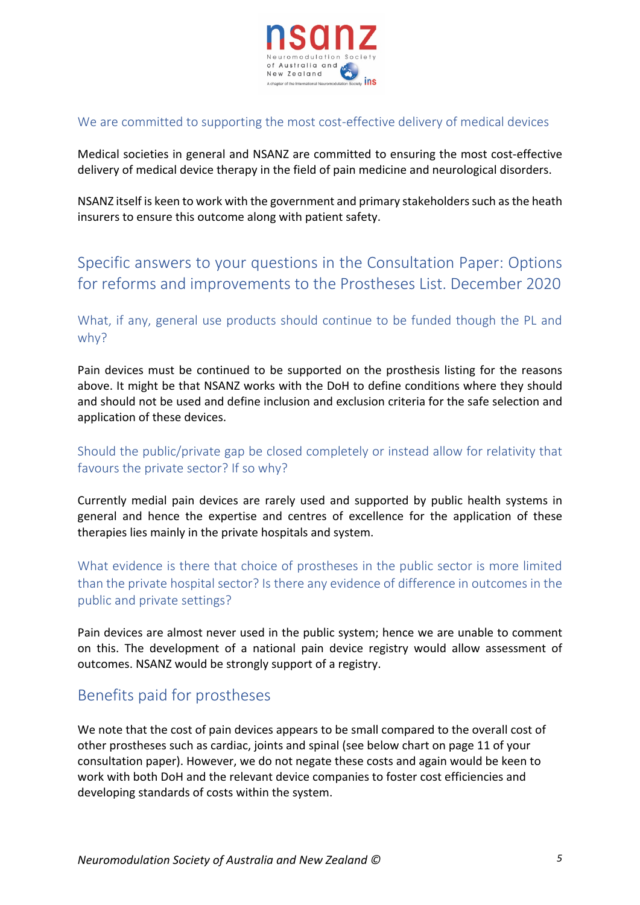## We are committed to supporting the most cost-effective delivery of medical devices

Medical societies in general and NSANZ are committed to ensuring the most cost-effective delivery of medical device therapy in the field of pain medicine and neurological disorders.

NSANZ itself is keen to work with the government and primary stakeholders such as the heath insurers to ensure this outcome along with patient safety.

# Specific answers to your questions in the Consultation Paper: Options for reforms and improvements to the Prostheses List. December 2020

## What, if any, general use products should continue to be funded though the PL and why?

Pain devices must be continued to be supported on the prosthesis listing for the reasons above. It might be that NSANZ works with the DoH to define conditions where they should and should not be used and define inclusion and exclusion criteria for the safe selection and application of these devices.

## Should the public/private gap be closed completely or instead allow for relativity that favours the private sector? If so why?

Currently medial pain devices are rarely used and supported by public health systems in general and hence the expertise and centres of excellence for the application of these therapies lies mainly in the private hospitals and system.

## What evidence is there that choice of prostheses in the public sector is more limited than the private hospital sector? Is there any evidence of difference in outcomes in the public and private settings?

Pain devices are almost never used in the public system; hence we are unable to comment on this. The development of a national pain device registry would allow assessment of outcomes. NSANZ would be strongly support of a registry.

# Benefits paid for prostheses

We note that the cost of pain devices appears to be small compared to the overall cost of other prostheses such as cardiac, joints and spinal (see below chart on page 11 of your consultation paper). However, we do not negate these costs and again would be keen to work with both DoH and the relevant device companies to foster cost efficiencies and developing standards of costs within the system.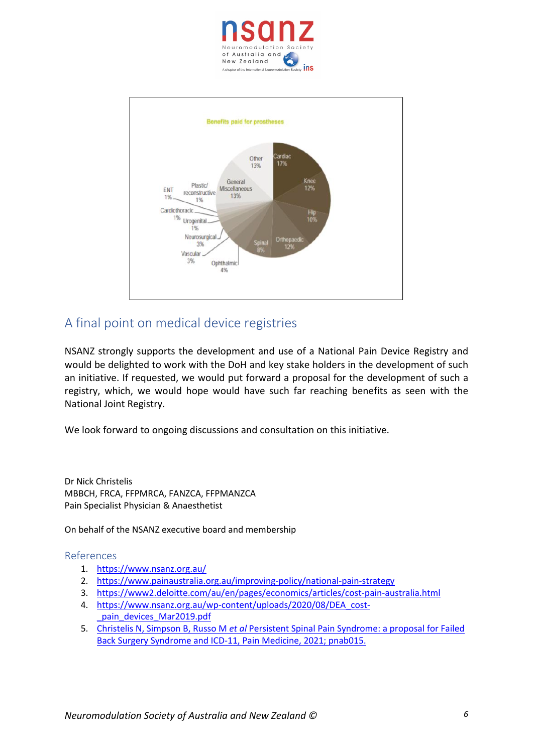Benefits paid for prostheses

Other 13%
Cardiac 17%
Knee 12%
Hip 10%
Orthopaedic 12%
Spinal 8%
Ophthalmic 4%
Vascular 3%
Neurosurgical 3%
Urogenital 1%
Cardiothoracic 1%
ENT 1%
Plastic/ reconstructive 1%
General Miscellaneous 13%

## A final point on medical device registries

NSANZ strongly supports the development and use of a National Pain Device Registry and would be delighted to work with the DoH and key stake holders in the development of such an initiative. If requested, we would put forward a proposal for the development of such a registry, which, we would hope would have such far reaching benefits as seen with the National Joint Registry.

We look forward to ongoing discussions and consultation on this initiative.

Dr Nick Christelis
MBBCH, FRCA, FFPMRCA, FANZCA, FFPMANZCA
Pain Specialist Physician & Anaesthetist

On behalf of the NSANZ executive board and membership

### References

1. https://www.nsanz.org.au/
2. https://www.painaustralia.org.au/improving-policy/national-pain-strategy
3. https://www2.deloitte.com/au/en/pages/economics/articles/cost-pain-australia.html
4. https://www.nsanz.org.au/wp-content/uploads/2020/08/DEA_cost-_pain_devices_Mar2019.pdf
5. Christelis N, Simpson B, Russo M *et al* Persistent Spinal Pain Syndrome: a proposal for Failed Back Surgery Syndrome and ICD-11, Pain Medicine, 2021; pnab015.

*Neuromodulation Society of Australia and New Zealand ©*